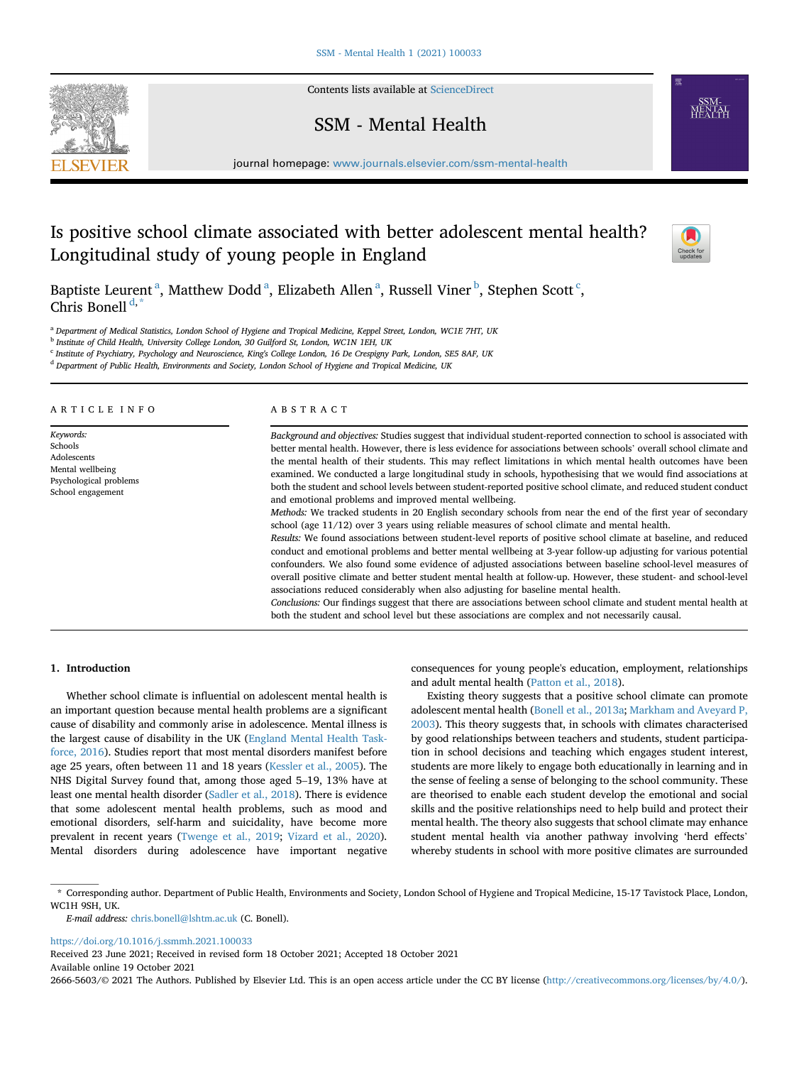# Is positive school climate associated with better adolescent mental health? Longitudinal study of young people in England

Baptiste Leurent [a], Matthew Dodd [a], Elizabeth Allen [a], Russell Viner [b], Stephen Scott [c], Chris Bonell [d,*]

[a] Department of Medical Statistics, London School of Hygiene and Tropical Medicine, Keppel Street, London, WC1E 7HT, UK
[b] Institute of Child Health, University College London, 30 Guilford St, London, WC1N 1EH, UK
[c] Institute of Psychiatry, Psychology and Neuroscience, King's College London, 16 De Crespigny Park, London, SE5 8AF, UK
[d] Department of Public Health, Environments and Society, London School of Hygiene and Tropical Medicine, UK

## ARTICLE INFO

*Keywords:*
Schools
Adolescents
Mental wellbeing
Psychological problems
School engagement

## ABSTRACT

*Background and objectives:* Studies suggest that individual student-reported connection to school is associated with better mental health. However, there is less evidence for associations between schools' overall school climate and the mental health of their students. This may reflect limitations in which mental health outcomes have been examined. We conducted a large longitudinal study in schools, hypothesising that we would find associations at both the student and school levels between student-reported positive school climate, and reduced student conduct and emotional problems and improved mental wellbeing.

*Methods:* We tracked students in 20 English secondary schools from near the end of the first year of secondary school (age 11/12) over 3 years using reliable measures of school climate and mental health.

*Results:* We found associations between student-level reports of positive school climate at baseline, and reduced conduct and emotional problems and better mental wellbeing at 3-year follow-up adjusting for various potential confounders. We also found some evidence of adjusted associations between baseline school-level measures of overall positive climate and better student mental health at follow-up. However, these student- and school-level associations reduced considerably when also adjusting for baseline mental health.

*Conclusions:* Our findings suggest that there are associations between school climate and student mental health at both the student and school level but these associations are complex and not necessarily causal.

## 1. Introduction

Whether school climate is influential on adolescent mental health is an important question because mental health problems are a significant cause of disability and commonly arise in adolescence. Mental illness is the largest cause of disability in the UK (England Mental Health Taskforce, 2016). Studies report that most mental disorders manifest before age 25 years, often between 11 and 18 years (Kessler et al., 2005). The NHS Digital Survey found that, among those aged 5–19, 13% have at least one mental health disorder (Sadler et al., 2018). There is evidence that some adolescent mental health problems, such as mood and emotional disorders, self-harm and suicidality, have become more prevalent in recent years (Twenge et al., 2019; Vizard et al., 2020). Mental disorders during adolescence have important negative consequences for young people's education, employment, relationships and adult mental health (Patton et al., 2018).

Existing theory suggests that a positive school climate can promote adolescent mental health (Bonell et al., 2013a; Markham and Aveyard P, 2003). This theory suggests that, in schools with climates characterised by good relationships between teachers and students, student participation in school decisions and teaching which engages student interest, students are more likely to engage both educationally in learning and in the sense of feeling a sense of belonging to the school community. These are theorised to enable each student develop the emotional and social skills and the positive relationships need to help build and protect their mental health. The theory also suggests that school climate may enhance student mental health via another pathway involving 'herd effects' whereby students in school with more positive climates are surrounded

\* Corresponding author. Department of Public Health, Environments and Society, London School of Hygiene and Tropical Medicine, 15-17 Tavistock Place, London, WC1H 9SH, UK.

*E-mail address:* chris.bonell@lshtm.ac.uk (C. Bonell).

https://doi.org/10.1016/j.ssmmh.2021.100033
Received 23 June 2021; Received in revised form 18 October 2021; Accepted 18 October 2021
Available online 19 October 2021
2666-5603/© 2021 The Authors. Published by Elsevier Ltd. This is an open access article under the CC BY license (http://creativecommons.org/licenses/by/4.0/).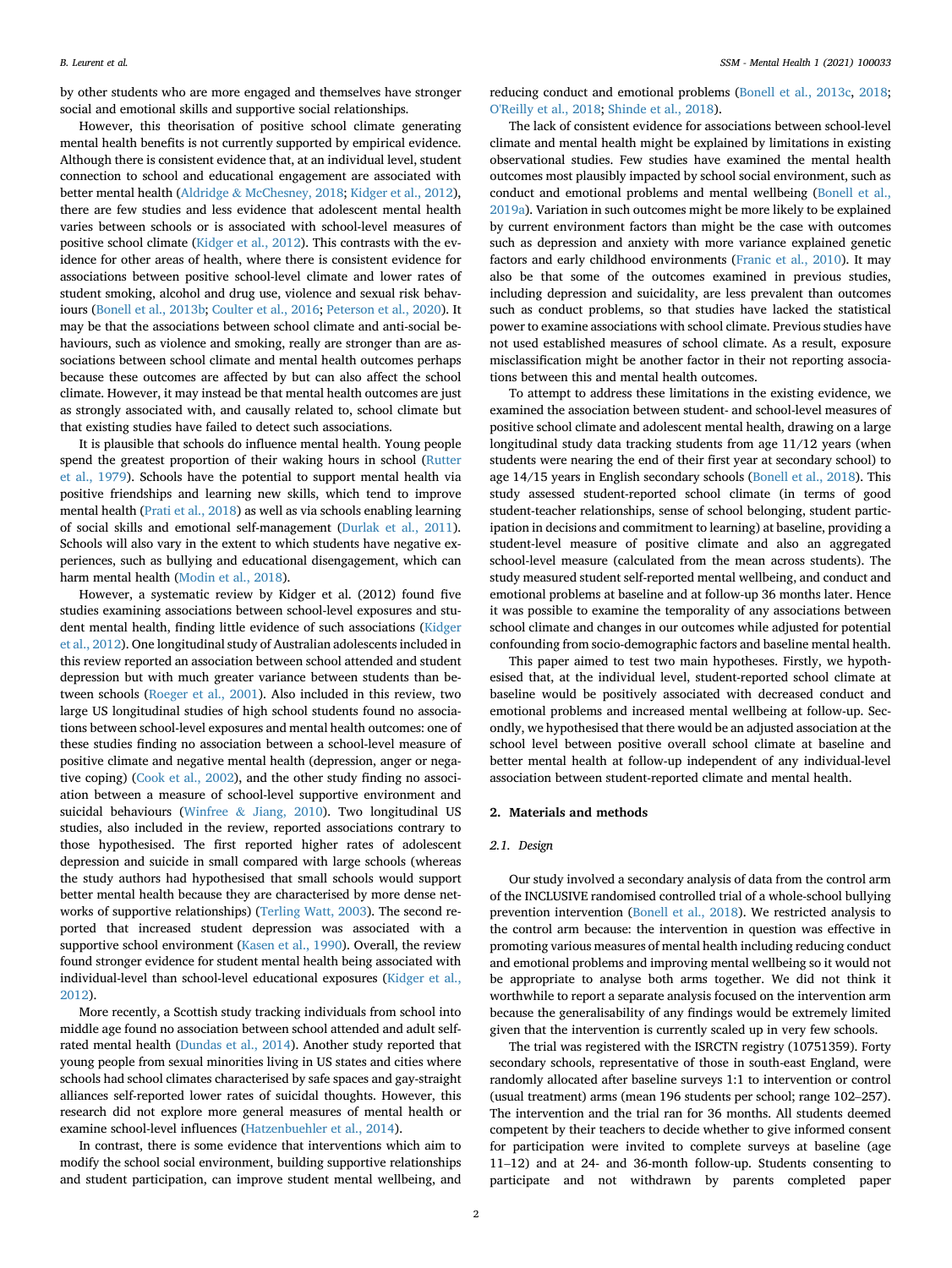by other students who are more engaged and themselves have stronger social and emotional skills and supportive social relationships.

However, this theorisation of positive school climate generating mental health benefits is not currently supported by empirical evidence. Although there is consistent evidence that, at an individual level, student connection to school and educational engagement are associated with better mental health (Aldridge & McChesney, 2018; Kidger et al., 2012), there are few studies and less evidence that adolescent mental health varies between schools or is associated with school-level measures of positive school climate (Kidger et al., 2012). This contrasts with the evidence for other areas of health, where there is consistent evidence for associations between positive school-level climate and lower rates of student smoking, alcohol and drug use, violence and sexual risk behaviours (Bonell et al., 2013b; Coulter et al., 2016; Peterson et al., 2020). It may be that the associations between school climate and anti-social behaviours, such as violence and smoking, really are stronger than are associations between school climate and mental health outcomes perhaps because these outcomes are affected by but can also affect the school climate. However, it may instead be that mental health outcomes are just as strongly associated with, and causally related to, school climate but that existing studies have failed to detect such associations.

It is plausible that schools do influence mental health. Young people spend the greatest proportion of their waking hours in school (Rutter et al., 1979). Schools have the potential to support mental health via positive friendships and learning new skills, which tend to improve mental health (Prati et al., 2018) as well as via schools enabling learning of social skills and emotional self-management (Durlak et al., 2011). Schools will also vary in the extent to which students have negative experiences, such as bullying and educational disengagement, which can harm mental health (Modin et al., 2018).

However, a systematic review by Kidger et al. (2012) found five studies examining associations between school-level exposures and student mental health, finding little evidence of such associations (Kidger et al., 2012). One longitudinal study of Australian adolescents included in this review reported an association between school attended and student depression but with much greater variance between students than between schools (Roeger et al., 2001). Also included in this review, two large US longitudinal studies of high school students found no associations between school-level exposures and mental health outcomes: one of these studies finding no association between a school-level measure of positive climate and negative mental health (depression, anger or negative coping) (Cook et al., 2002), and the other study finding no association between a measure of school-level supportive environment and suicidal behaviours (Winfree & Jiang, 2010). Two longitudinal US studies, also included in the review, reported associations contrary to those hypothesised. The first reported higher rates of adolescent depression and suicide in small compared with large schools (whereas the study authors had hypothesised that small schools would support better mental health because they are characterised by more dense networks of supportive relationships) (Terling Watt, 2003). The second reported that increased student depression was associated with a supportive school environment (Kasen et al., 1990). Overall, the review found stronger evidence for student mental health being associated with individual-level than school-level educational exposures (Kidger et al., 2012).

More recently, a Scottish study tracking individuals from school into middle age found no association between school attended and adult self-rated mental health (Dundas et al., 2014). Another study reported that young people from sexual minorities living in US states and cities where schools had school climates characterised by safe spaces and gay-straight alliances self-reported lower rates of suicidal thoughts. However, this research did not explore more general measures of mental health or examine school-level influences (Hatzenbuehler et al., 2014).

In contrast, there is some evidence that interventions which aim to modify the school social environment, building supportive relationships and student participation, can improve student mental wellbeing, and reducing conduct and emotional problems (Bonell et al., 2013c, 2018; O'Reilly et al., 2018; Shinde et al., 2018).

The lack of consistent evidence for associations between school-level climate and mental health might be explained by limitations in existing observational studies. Few studies have examined the mental health outcomes most plausibly impacted by school social environment, such as conduct and emotional problems and mental wellbeing (Bonell et al., 2019a). Variation in such outcomes might be more likely to be explained by current environment factors than might be the case with outcomes such as depression and anxiety with more variance explained genetic factors and early childhood environments (Franic et al., 2010). It may also be that some of the outcomes examined in previous studies, including depression and suicidality, are less prevalent than outcomes such as conduct problems, so that studies have lacked the statistical power to examine associations with school climate. Previous studies have not used established measures of school climate. As a result, exposure misclassification might be another factor in their not reporting associations between this and mental health outcomes.

To attempt to address these limitations in the existing evidence, we examined the association between student- and school-level measures of positive school climate and adolescent mental health, drawing on a large longitudinal study data tracking students from age 11/12 years (when students were nearing the end of their first year at secondary school) to age 14/15 years in English secondary schools (Bonell et al., 2018). This study assessed student-reported school climate (in terms of good student-teacher relationships, sense of school belonging, student participation in decisions and commitment to learning) at baseline, providing a student-level measure of positive climate and also an aggregated school-level measure (calculated from the mean across students). The study measured student self-reported mental wellbeing, and conduct and emotional problems at baseline and at follow-up 36 months later. Hence it was possible to examine the temporality of any associations between school climate and changes in our outcomes while adjusted for potential confounding from socio-demographic factors and baseline mental health.

This paper aimed to test two main hypotheses. Firstly, we hypothesised that, at the individual level, student-reported school climate at baseline would be positively associated with decreased conduct and emotional problems and increased mental wellbeing at follow-up. Secondly, we hypothesised that there would be an adjusted association at the school level between positive overall school climate at baseline and better mental health at follow-up independent of any individual-level association between student-reported climate and mental health.

## 2. Materials and methods

### 2.1. Design

Our study involved a secondary analysis of data from the control arm of the INCLUSIVE randomised controlled trial of a whole-school bullying prevention intervention (Bonell et al., 2018). We restricted analysis to the control arm because: the intervention in question was effective in promoting various measures of mental health including reducing conduct and emotional problems and improving mental wellbeing so it would not be appropriate to analyse both arms together. We did not think it worthwhile to report a separate analysis focused on the intervention arm because the generalisability of any findings would be extremely limited given that the intervention is currently scaled up in very few schools.

The trial was registered with the ISRCTN registry (10751359). Forty secondary schools, representative of those in south-east England, were randomly allocated after baseline surveys 1:1 to intervention or control (usual treatment) arms (mean 196 students per school; range 102–257). The intervention and the trial ran for 36 months. All students deemed competent by their teachers to decide whether to give informed consent for participation were invited to complete surveys at baseline (age 11–12) and at 24- and 36-month follow-up. Students consenting to participate and not withdrawn by parents completed paper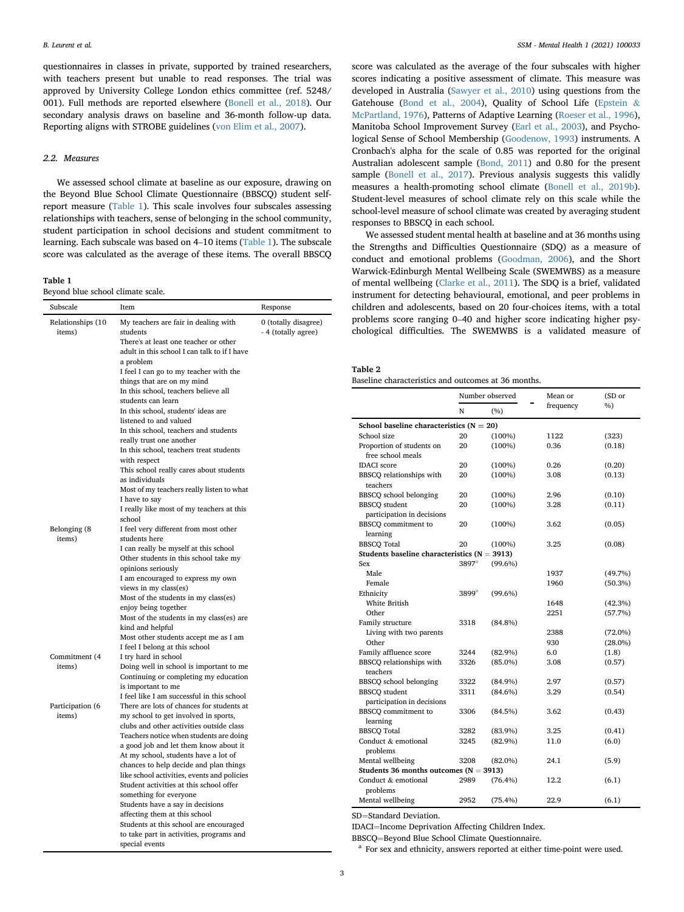questionnaires in classes in private, supported by trained researchers, with teachers present but unable to read responses. The trial was approved by University College London ethics committee (ref. 5248/001). Full methods are reported elsewhere (Bonell et al., 2018). Our secondary analysis draws on baseline and 36-month follow-up data. Reporting aligns with STROBE guidelines (von Elim et al., 2007).

### 2.2. Measures

We assessed school climate at baseline as our exposure, drawing on the Beyond Blue School Climate Questionnaire (BBSCQ) student self-report measure (Table 1). This scale involves four subscales assessing relationships with teachers, sense of belonging in the school community, student participation in school decisions and student commitment to learning. Each subscale was based on 4–10 items (Table 1). The subscale score was calculated as the average of these items. The overall BBSCQ score was calculated as the average of the four subscales with higher scores indicating a positive assessment of climate. This measure was developed in Australia (Sawyer et al., 2010) using questions from the Gatehouse (Bond et al., 2004), Quality of School Life (Epstein & McPartland, 1976), Patterns of Adaptive Learning (Roeser et al., 1996), Manitoba School Improvement Survey (Earl et al., 2003), and Psychological Sense of School Membership (Goodenow, 1993) instruments. A Cronbach's alpha for the scale of 0.85 was reported for the original Australian adolescent sample (Bond, 2011) and 0.80 for the present sample (Bonell et al., 2017). Previous analysis suggests this validly measures a health-promoting school climate (Bonell et al., 2019b). Student-level measures of school climate rely on this scale while the school-level measure of school climate was created by averaging student responses to BBSCQ in each school.

We assessed student mental health at baseline and at 36 months using the Strengths and Difficulties Questionnaire (SDQ) as a measure of conduct and emotional problems (Goodman, 2006), and the Short Warwick-Edinburgh Mental Wellbeing Scale (SWEMWBS) as a measure of mental wellbeing (Clarke et al., 2011). The SDQ is a brief, validated instrument for detecting behavioural, emotional, and peer problems in children and adolescents, based on 20 four-choices items, with a total problems score ranging 0–40 and higher score indicating higher psychological difficulties. The SWEMWBS is a validated measure of

**Table 1**
Beyond blue school climate scale.

| Subscale | Item | Response |
|---|---|---|
| Relationships (10 items) | My teachers are fair in dealing with students | 0 (totally disagree) - 4 (totally agree) |
| | There's at least one teacher or other adult in this school I can talk to if I have a problem | |
| | I feel I can go to my teacher with the things that are on my mind | |
| | In this school, teachers believe all students can learn | |
| | In this school, students' ideas are listened to and valued | |
| | In this school, teachers and students really trust one another | |
| | In this school, teachers treat students with respect | |
| | This school really cares about students as individuals | |
| | Most of my teachers really listen to what I have to say | |
| | I really like most of my teachers at this school | |
| Belonging (8 items) | I feel very different from most other students here | |
| | I can really be myself at this school | |
| | Other students in this school take my opinions seriously | |
| | I am encouraged to express my own views in my class(es) | |
| | Most of the students in my class(es) enjoy being together | |
| | Most of the students in my class(es) are kind and helpful | |
| | Most other students accept me as I am | |
| | I feel I belong at this school | |
| Commitment (4 items) | I try hard in school | |
| | Doing well in school is important to me | |
| | Continuing or completing my education is important to me | |
| | I feel like I am successful in this school | |
| Participation (6 items) | There are lots of chances for students at my school to get involved in sports, clubs and other activities outside class | |
| | Teachers notice when students are doing a good job and let them know about it | |
| | At my school, students have a lot of chances to help decide and plan things like school activities, events and policies | |
| | Student activities at this school offer something for everyone | |
| | Students have a say in decisions affecting them at this school | |
| | Students at this school are encouraged to take part in activities, programs and special events | |

**Table 2**
Baseline characteristics and outcomes at 36 months.

| | Number observed | | Mean or frequency | (SD or %) |
|---|---|---|---|---|
| | N | (%) | | |
| **School baseline characteristics (N = 20)** | | | | |
| School size | 20 | (100%) | 1122 | (323) |
| Proportion of students on free school meals | 20 | (100%) | 0.36 | (0.18) |
| IDACI score | 20 | (100%) | 0.26 | (0.20) |
| BBSCQ relationships with teachers | 20 | (100%) | 3.08 | (0.13) |
| BBSCQ school belonging | 20 | (100%) | 2.96 | (0.10) |
| BBSCQ student participation in decisions | 20 | (100%) | 3.28 | (0.11) |
| BBSCQ commitment to learning | 20 | (100%) | 3.62 | (0.05) |
| BBSCQ Total | 20 | (100%) | 3.25 | (0.08) |
| **Students baseline characteristics (N = 3913)** | | | | |
| Sex | 3897[a] | (99.6%) | | |
| Male | | | 1937 | (49.7%) |
| Female | | | 1960 | (50.3%) |
| Ethnicity | 3899[a] | (99.6%) | | |
| White British | | | 1648 | (42.3%) |
| Other | | | 2251 | (57.7%) |
| Family structure | 3318 | (84.8%) | | |
| Living with two parents | | | 2388 | (72.0%) |
| Other | | | 930 | (28.0%) |
| Family affluence score | 3244 | (82.9%) | 6.0 | (1.8) |
| BBSCQ relationships with teachers | 3326 | (85.0%) | 3.08 | (0.57) |
| BBSCQ school belonging | 3322 | (84.9%) | 2.97 | (0.57) |
| BBSCQ student participation in decisions | 3311 | (84.6%) | 3.29 | (0.54) |
| BBSCQ commitment to learning | 3306 | (84.5%) | 3.62 | (0.43) |
| BBSCQ Total | 3282 | (83.9%) | 3.25 | (0.41) |
| Conduct & emotional problems | 3245 | (82.9%) | 11.0 | (6.0) |
| Mental wellbeing | 3208 | (82.0%) | 24.1 | (5.9) |
| **Students 36 months outcomes (N = 3913)** | | | | |
| Conduct & emotional problems | 2989 | (76.4%) | 12.2 | (6.1) |
| Mental wellbeing | 2952 | (75.4%) | 22.9 | (6.1) |

SD=Standard Deviation.

IDACI=Income Deprivation Affecting Children Index.

BBSCQ=Beyond Blue School Climate Questionnaire.

[a] For sex and ethnicity, answers reported at either time-point were used.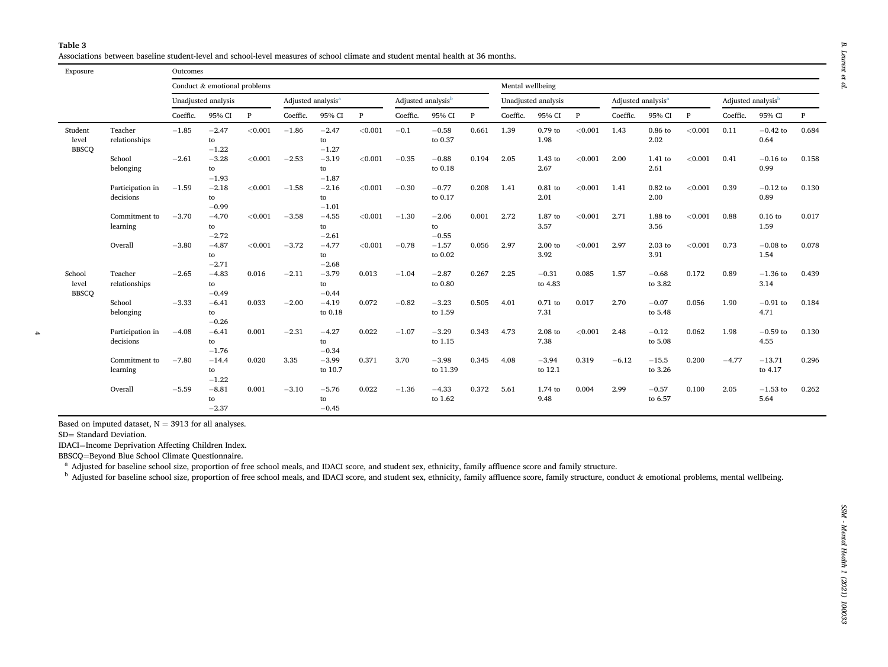**Table 3**
Associations between baseline student-level and school-level measures of school climate and student mental health at 36 months.

| Exposure | | Outcomes | | | | | | | | | | | | | | | | | |
|---|---|---|---|---|---|---|---|---|---|---|---|---|---|---|---|---|---|---|---|
| | | Conduct & emotional problems | | | | | | | | | Mental wellbeing | | | | | | | | |
| | | Unadjusted analysis | | | Adjusted analysis[a] | | | Adjusted analysis[b] | | | Unadjusted analysis | | | Adjusted analysis[a] | | | Adjusted analysis[b] | | |
| | | Coeffic. | 95% CI | P | Coeffic. | 95% CI | P | Coeffic. | 95% CI | P | Coeffic. | 95% CI | P | Coeffic. | 95% CI | P | Coeffic. | 95% CI | P |
| Student level BBSCQ | Teacher relationships | −1.85 | −2.47 to −1.22 | <0.001 | −1.86 | −2.47 to −1.27 | <0.001 | −0.1 | −0.58 to 0.37 | 0.661 | 1.39 | 0.79 to 1.98 | <0.001 | 1.43 | 0.86 to 2.02 | <0.001 | 0.11 | −0.42 to 0.64 | 0.684 |
| | School belonging | −2.61 | −3.28 to −1.93 | <0.001 | −2.53 | −3.19 to −1.87 | <0.001 | −0.35 | −0.88 to 0.18 | 0.194 | 2.05 | 1.43 to 2.67 | <0.001 | 2.00 | 1.41 to 2.61 | <0.001 | 0.41 | −0.16 to 0.99 | 0.158 |
| | Participation in decisions | −1.59 | −2.18 to −0.99 | <0.001 | −1.58 | −2.16 to −1.01 | <0.001 | −0.30 | −0.77 to 0.17 | 0.208 | 1.41 | 0.81 to 2.01 | <0.001 | 1.41 | 0.82 to 2.00 | <0.001 | 0.39 | −0.12 to 0.89 | 0.130 |
| | Commitment to learning | −3.70 | −4.70 to −2.72 | <0.001 | −3.58 | −4.55 to −2.61 | <0.001 | −1.30 | −2.06 to −0.55 | 0.001 | 2.72 | 1.87 to 3.57 | <0.001 | 2.71 | 1.88 to 3.56 | <0.001 | 0.88 | 0.16 to 1.59 | 0.017 |
| | Overall | −3.80 | −4.87 to −2.71 | <0.001 | −3.72 | −4.77 to −2.68 | <0.001 | −0.78 | −1.57 to 0.02 | 0.056 | 2.97 | 2.00 to 3.92 | <0.001 | 2.97 | 2.03 to 3.91 | <0.001 | 0.73 | −0.08 to 1.54 | 0.078 |
| School level BBSCQ | Teacher relationships | −2.65 | −4.83 to −0.49 | 0.016 | −2.11 | −3.79 to −0.44 | 0.013 | −1.04 | −2.87 to 0.80 | 0.267 | 2.25 | −0.31 to 4.83 | 0.085 | 1.57 | −0.68 to 3.82 | 0.172 | 0.89 | −1.36 to 3.14 | 0.439 |
| | School belonging | −3.33 | −6.41 to −0.26 | 0.033 | −2.00 | −4.19 to 0.18 | 0.072 | −0.82 | −3.23 to 1.59 | 0.505 | 4.01 | 0.71 to 7.31 | 0.017 | 2.70 | −0.07 to 5.48 | 0.056 | 1.90 | −0.91 to 4.71 | 0.184 |
| | Participation in decisions | −4.08 | −6.41 to −1.76 | 0.001 | −2.31 | −4.27 to −0.34 | 0.022 | −1.07 | −3.29 to 1.15 | 0.343 | 4.73 | 2.08 to 7.38 | <0.001 | 2.48 | −0.12 to 5.08 | 0.062 | 1.98 | −0.59 to 4.55 | 0.130 |
| | Commitment to learning | −7.80 | −14.4 to −1.22 | 0.020 | 3.35 | −3.99 to 10.7 | 0.371 | 3.70 | −3.98 to 11.39 | 0.345 | 4.08 | −3.94 to 12.1 | 0.319 | −6.12 | −15.5 to 3.26 | 0.200 | −4.77 | −13.71 to 4.17 | 0.296 |
| | Overall | −5.59 | −8.81 to −2.37 | 0.001 | −3.10 | −5.76 to −0.45 | 0.022 | −1.36 | −4.33 to 1.62 | 0.372 | 5.61 | 1.74 to 9.48 | 0.004 | 2.99 | −0.57 to 6.57 | 0.100 | 2.05 | −1.53 to 5.64 | 0.262 |

Based on imputed dataset, N = 3913 for all analyses.

SD= Standard Deviation.

IDACI=Income Deprivation Affecting Children Index.

BBSCQ=Beyond Blue School Climate Questionnaire.

[a] Adjusted for baseline school size, proportion of free school meals, and IDACI score, and student sex, ethnicity, family affluence score and family structure.

[b] Adjusted for baseline school size, proportion of free school meals, and IDACI score, and student sex, ethnicity, family affluence score, family structure, conduct & emotional problems, mental wellbeing.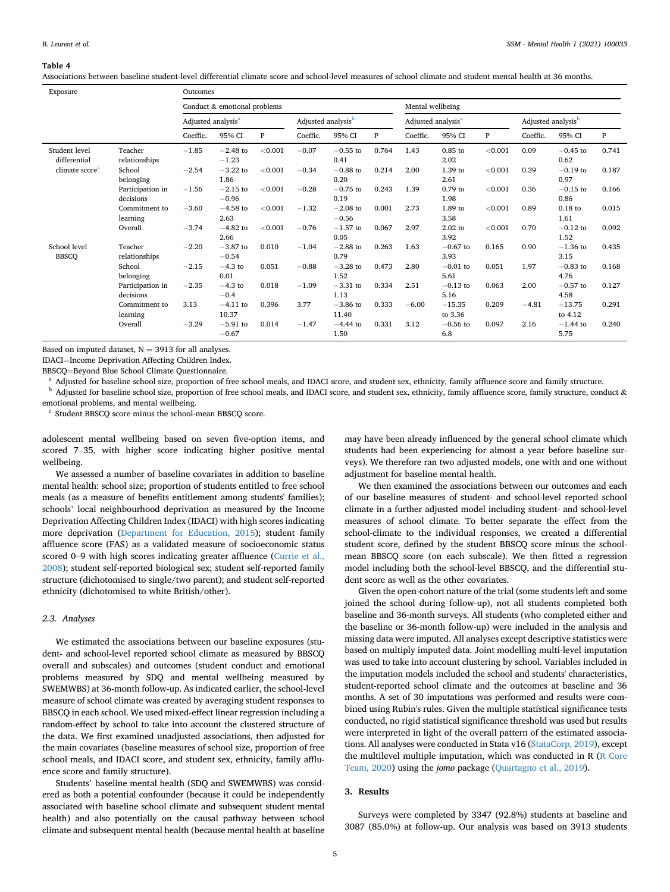**Table 4**

Associations between baseline student-level differential climate score and school-level measures of school climate and student mental health at 36 months.

| Exposure | | Outcomes | | | | | | | | | | | |
|---|---|---|---|---|---|---|---|---|---|---|---|---|---|
| | | Conduct & emotional problems | | | | | | Mental wellbeing | | | | | |
| | | Adjusted analysis[a] | | | Adjusted analysis[b] | | | Adjusted analysis[a] | | | Adjusted analysis[b] | | |
| | | Coeffic. | 95% CI | P | Coeffic. | 95% CI | P | Coeffic. | 95% CI | P | Coeffic. | 95% CI | P |
| Student level differential climate score[c] | Teacher relationships | −1.85 | −2.48 to −1.23 | <0.001 | −0.07 | −0.55 to 0.41 | 0.764 | 1.43 | 0.85 to 2.02 | <0.001 | 0.09 | −0.45 to 0.62 | 0.741 |
| | School belonging | −2.54 | −3.22 to 1.86 | <0.001 | −0.34 | −0.88 to 0.20 | 0.214 | 2.00 | 1.39 to 2.61 | <0.001 | 0.39 | −0.19 to 0.97 | 0.187 |
| | Participation in decisions | −1.56 | −2.15 to −0.96 | <0.001 | −0.28 | −0.75 to 0.19 | 0.243 | 1.39 | 0.79 to 1.98 | <0.001 | 0.36 | −0.15 to 0.86 | 0.166 |
| | Commitment to learning | −3.60 | −4.58 to 2.63 | <0.001 | −1.32 | −2.08 to −0.56 | 0.001 | 2.73 | 1.89 to 3.58 | <0.001 | 0.89 | 0.18 to 1.61 | 0.015 |
| | Overall | −3.74 | −4.82 to 2.66 | <0.001 | −0.76 | −1.57 to 0.05 | 0.067 | 2.97 | 2.02 to 3.92 | <0.001 | 0.70 | −0.12 to 1.52 | 0.092 |
| School level BBSCQ | Teacher relationships | −2.20 | −3.87 to −0.54 | 0.010 | −1.04 | −2.88 to 0.79 | 0.263 | 1.63 | −0.67 to 3.93 | 0.165 | 0.90 | −1.36 to 3.15 | 0.435 |
| | School belonging | −2.15 | −4.3 to 0.01 | 0.051 | −0.88 | −3.28 to 1.52 | 0.473 | 2.80 | −0.01 to 5.61 | 0.051 | 1.97 | −0.83 to 4.76 | 0.168 |
| | Participation in decisions | −2.35 | −4.3 to −0.4 | 0.018 | −1.09 | −3.31 to 1.13 | 0.334 | 2.51 | −0.13 to 5.16 | 0.063 | 2.00 | −0.57 to 4.58 | 0.127 |
| | Commitment to learning | 3.13 | −4.11 to 10.37 | 0.396 | 3.77 | −3.86 to 11.40 | 0.333 | −6.00 | −15.35 to 3.36 | 0.209 | −4.81 | −13.75 to 4.12 | 0.291 |
| | Overall | −3.29 | −5.91 to −0.67 | 0.014 | −1.47 | −4.44 to 1.50 | 0.331 | 3.12 | −0.56 to 6.8 | 0.097 | 2.16 | −1.44 to 5.75 | 0.240 |

Based on imputed dataset, N = 3913 for all analyses.

IDACI=Income Deprivation Affecting Children Index.

BBSCQ=Beyond Blue School Climate Questionnaire.

[a] Adjusted for baseline school size, proportion of free school meals, and IDACI score, and student sex, ethnicity, family affluence score and family structure.

[b] Adjusted for baseline school size, proportion of free school meals, and IDACI score, and student sex, ethnicity, family affluence score, family structure, conduct & emotional problems, and mental wellbeing.

[c] Student BBSCQ score minus the school-mean BBSCQ score.

adolescent mental wellbeing based on seven five-option items, and scored 7–35, with higher score indicating higher positive mental wellbeing.

We assessed a number of baseline covariates in addition to baseline mental health: school size; proportion of students entitled to free school meals (as a measure of benefits entitlement among students' families); schools' local neighbourhood deprivation as measured by the Income Deprivation Affecting Children Index (IDACI) with high scores indicating more deprivation (Department for Education, 2015); student family affluence score (FAS) as a validated measure of socioeconomic status scored 0–9 with high scores indicating greater affluence (Currie et al., 2008); student self-reported biological sex; student self-reported family structure (dichotomised to single/two parent); and student self-reported ethnicity (dichotomised to white British/other).

### 2.3. Analyses

We estimated the associations between our baseline exposures (student- and school-level reported school climate as measured by BBSCQ overall and subscales) and outcomes (student conduct and emotional problems measured by SDQ and mental wellbeing measured by SWEMWBS) at 36-month follow-up. As indicated earlier, the school-level measure of school climate was created by averaging student responses to BBSCQ in each school. We used mixed-effect linear regression including a random-effect by school to take into account the clustered structure of the data. We first examined unadjusted associations, then adjusted for the main covariates (baseline measures of school size, proportion of free school meals, and IDACI score, and student sex, ethnicity, family affluence score and family structure).

Students' baseline mental health (SDQ and SWEMWBS) was considered as both a potential confounder (because it could be independently associated with baseline school climate and subsequent student mental health) and also potentially on the causal pathway between school climate and subsequent mental health (because mental health at baseline may have been already influenced by the general school climate which students had been experiencing for almost a year before baseline surveys). We therefore ran two adjusted models, one with and one without adjustment for baseline mental health.

We then examined the associations between our outcomes and each of our baseline measures of student- and school-level reported school climate in a further adjusted model including student- and school-level measures of school climate. To better separate the effect from the school-climate to the individual responses, we created a differential student score, defined by the student BBSCQ score minus the school-mean BBSCQ score (on each subscale). We then fitted a regression model including both the school-level BBSCQ, and the differential student score as well as the other covariates.

Given the open-cohort nature of the trial (some students left and some joined the school during follow-up), not all students completed both baseline and 36-month surveys. All students (who completed either and the baseline or 36-month follow-up) were included in the analysis and missing data were imputed. All analyses except descriptive statistics were based on multiply imputed data. Joint modelling multi-level imputation was used to take into account clustering by school. Variables included in the imputation models included the school and students' characteristics, student-reported school climate and the outcomes at baseline and 36 months. A set of 30 imputations was performed and results were combined using Rubin's rules. Given the multiple statistical significance tests conducted, no rigid statistical significance threshold was used but results were interpreted in light of the overall pattern of the estimated associations. All analyses were conducted in Stata v16 (StataCorp, 2019), except the multilevel multiple imputation, which was conducted in R (R Core Team, 2020) using the *jomo* package (Quartagno et al., 2019).

## 3. Results

Surveys were completed by 3347 (92.8%) students at baseline and 3087 (85.0%) at follow-up. Our analysis was based on 3913 students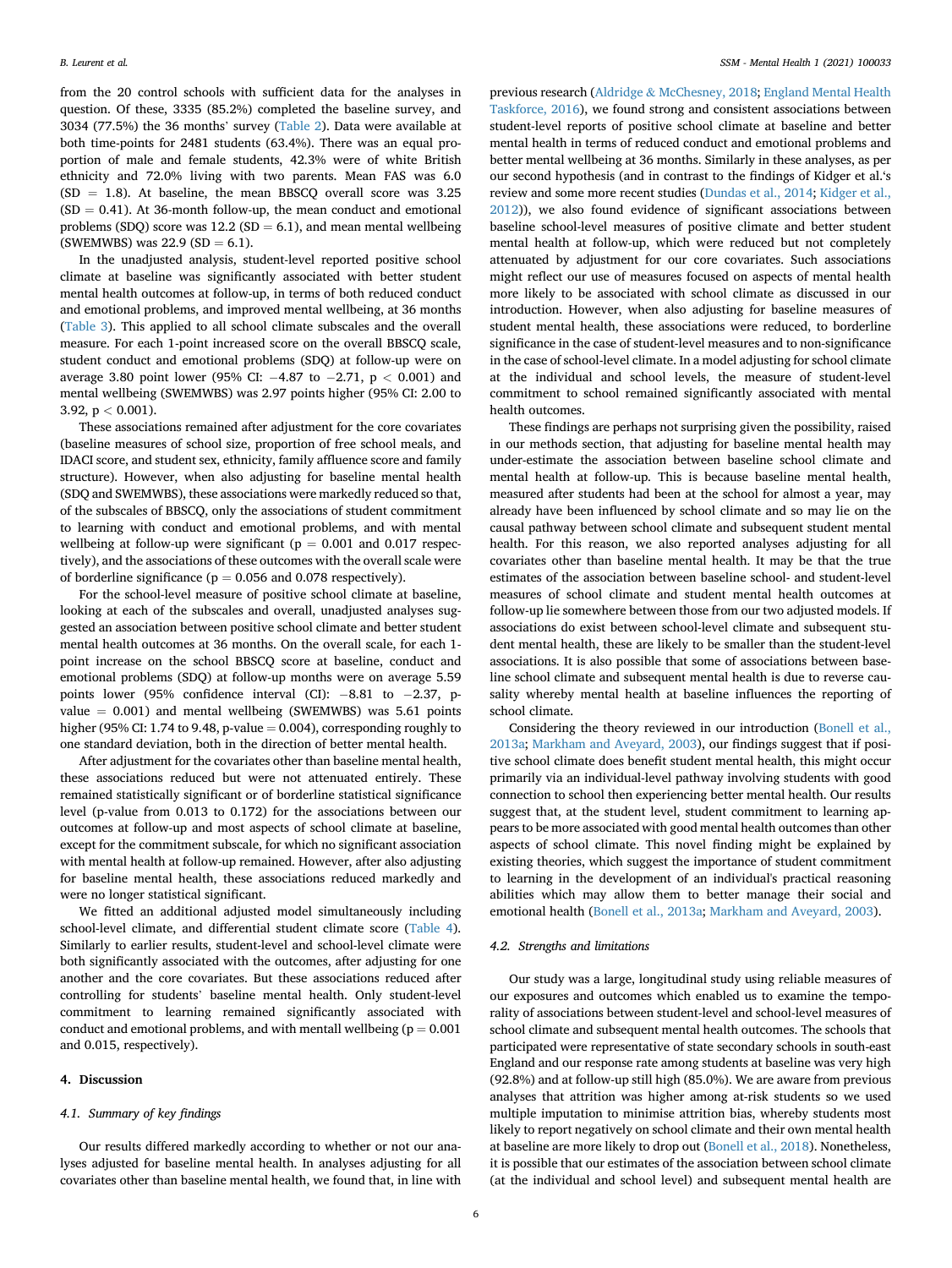from the 20 control schools with sufficient data for the analyses in question. Of these, 3335 (85.2%) completed the baseline survey, and 3034 (77.5%) the 36 months' survey (Table 2). Data were available at both time-points for 2481 students (63.4%). There was an equal proportion of male and female students, 42.3% were of white British ethnicity and 72.0% living with two parents. Mean FAS was 6.0 (SD = 1.8). At baseline, the mean BBSCQ overall score was 3.25 (SD = 0.41). At 36-month follow-up, the mean conduct and emotional problems (SDQ) score was 12.2 (SD = 6.1), and mean mental wellbeing (SWEMWBS) was 22.9 (SD = 6.1).

In the unadjusted analysis, student-level reported positive school climate at baseline was significantly associated with better student mental health outcomes at follow-up, in terms of both reduced conduct and emotional problems, and improved mental wellbeing, at 36 months (Table 3). This applied to all school climate subscales and the overall measure. For each 1-point increased score on the overall BBSCQ scale, student conduct and emotional problems (SDQ) at follow-up were on average 3.80 point lower (95% CI: −4.87 to −2.71, $p < 0.001$) and mental wellbeing (SWEMWBS) was 2.97 points higher (95% CI: 2.00 to 3.92, $p < 0.001$).

These associations remained after adjustment for the core covariates (baseline measures of school size, proportion of free school meals, and IDACI score, and student sex, ethnicity, family affluence score and family structure). However, when also adjusting for baseline mental health (SDQ and SWEMWBS), these associations were markedly reduced so that, of the subscales of BBSCQ, only the associations of student commitment to learning with conduct and emotional problems, and with mental wellbeing at follow-up were significant ($p = 0.001$ and $0.017$ respectively), and the associations of these outcomes with the overall scale were of borderline significance ($p = 0.056$ and $0.078$ respectively).

For the school-level measure of positive school climate at baseline, looking at each of the subscales and overall, unadjusted analyses suggested an association between positive school climate and better student mental health outcomes at 36 months. On the overall scale, for each 1-point increase on the school BBSCQ score at baseline, conduct and emotional problems (SDQ) at follow-up months were on average 5.59 points lower (95% confidence interval (CI): −8.81 to −2.37, p-value = 0.001) and mental wellbeing (SWEMWBS) was 5.61 points higher (95% CI: 1.74 to 9.48, p-value = 0.004), corresponding roughly to one standard deviation, both in the direction of better mental health.

After adjustment for the covariates other than baseline mental health, these associations reduced but were not attenuated entirely. These remained statistically significant or of borderline statistical significance level (p-value from 0.013 to 0.172) for the associations between our outcomes at follow-up and most aspects of school climate at baseline, except for the commitment subscale, for which no significant association with mental health at follow-up remained. However, after also adjusting for baseline mental health, these associations reduced markedly and were no longer statistical significant.

We fitted an additional adjusted model simultaneously including school-level climate, and differential student climate score (Table 4). Similarly to earlier results, student-level and school-level climate were both significantly associated with the outcomes, after adjusting for one another and the core covariates. But these associations reduced after controlling for students' baseline mental health. Only student-level commitment to learning remained significantly associated with conduct and emotional problems, and with mentall wellbeing ($p = 0.001$ and $0.015$, respectively).

## 4. Discussion

### 4.1. Summary of key findings

Our results differed markedly according to whether or not our analyses adjusted for baseline mental health. In analyses adjusting for all covariates other than baseline mental health, we found that, in line with previous research (Aldridge & McChesney, 2018; England Mental Health Taskforce, 2016), we found strong and consistent associations between student-level reports of positive school climate at baseline and better mental health in terms of reduced conduct and emotional problems and better mental wellbeing at 36 months. Similarly in these analyses, as per our second hypothesis (and in contrast to the findings of Kidger et al.'s review and some more recent studies (Dundas et al., 2014; Kidger et al., 2012)), we also found evidence of significant associations between baseline school-level measures of positive climate and better student mental health at follow-up, which were reduced but not completely attenuated by adjustment for our core covariates. Such associations might reflect our use of measures focused on aspects of mental health more likely to be associated with school climate as discussed in our introduction. However, when also adjusting for baseline measures of student mental health, these associations were reduced, to borderline significance in the case of student-level measures and to non-significance in the case of school-level climate. In a model adjusting for school climate at the individual and school levels, the measure of student-level commitment to school remained significantly associated with mental health outcomes.

These findings are perhaps not surprising given the possibility, raised in our methods section, that adjusting for baseline mental health may under-estimate the association between baseline school climate and mental health at follow-up. This is because baseline mental health, measured after students had been at the school for almost a year, may already have been influenced by school climate and so may lie on the causal pathway between school climate and subsequent student mental health. For this reason, we also reported analyses adjusting for all covariates other than baseline mental health. It may be that the true estimates of the association between baseline school- and student-level measures of school climate and student mental health outcomes at follow-up lie somewhere between those from our two adjusted models. If associations do exist between school-level climate and subsequent student mental health, these are likely to be smaller than the student-level associations. It is also possible that some of associations between baseline school climate and subsequent mental health is due to reverse causality whereby mental health at baseline influences the reporting of school climate.

Considering the theory reviewed in our introduction (Bonell et al., 2013a; Markham and Aveyard, 2003), our findings suggest that if positive school climate does benefit student mental health, this might occur primarily via an individual-level pathway involving students with good connection to school then experiencing better mental health. Our results suggest that, at the student level, student commitment to learning appears to be more associated with good mental health outcomes than other aspects of school climate. This novel finding might be explained by existing theories, which suggest the importance of student commitment to learning in the development of an individual's practical reasoning abilities which may allow them to better manage their social and emotional health (Bonell et al., 2013a; Markham and Aveyard, 2003).

### 4.2. Strengths and limitations

Our study was a large, longitudinal study using reliable measures of our exposures and outcomes which enabled us to examine the temporality of associations between student-level and school-level measures of school climate and subsequent mental health outcomes. The schools that participated were representative of state secondary schools in south-east England and our response rate among students at baseline was very high (92.8%) and at follow-up still high (85.0%). We are aware from previous analyses that attrition was higher among at-risk students so we used multiple imputation to minimise attrition bias, whereby students most likely to report negatively on school climate and their own mental health at baseline are more likely to drop out (Bonell et al., 2018). Nonetheless, it is possible that our estimates of the association between school climate (at the individual and school level) and subsequent mental health are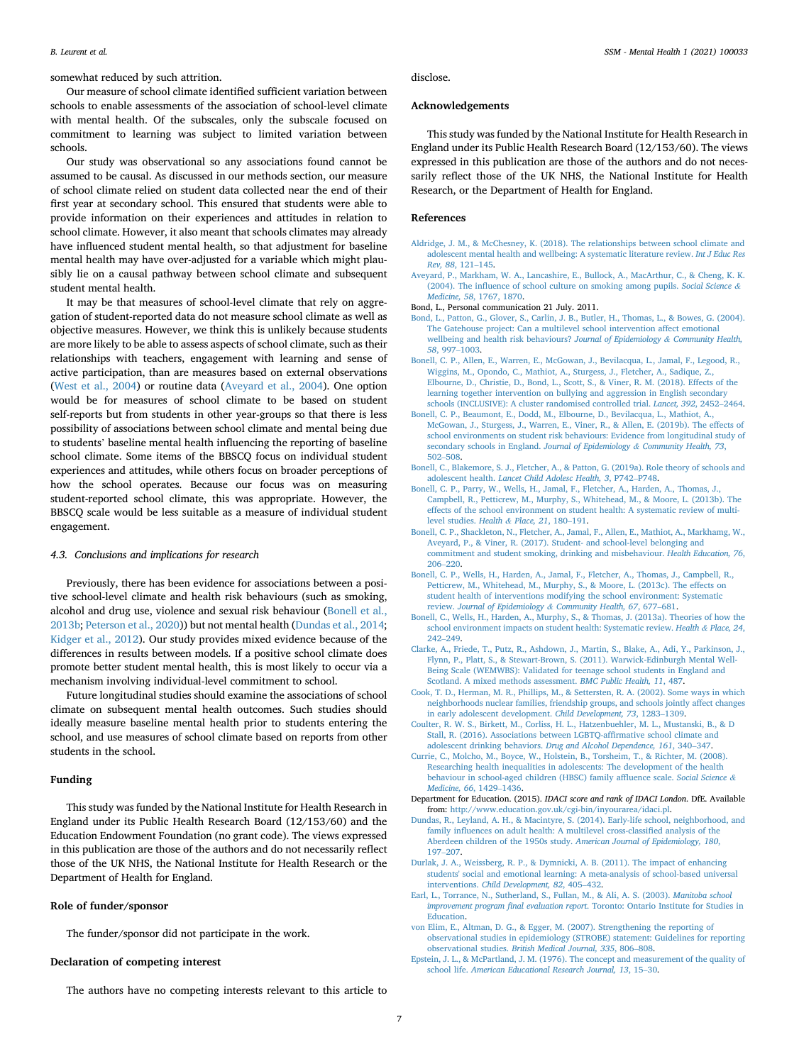somewhat reduced by such attrition.

Our measure of school climate identified sufficient variation between schools to enable assessments of the association of school-level climate with mental health. Of the subscales, only the subscale focused on commitment to learning was subject to limited variation between schools.

Our study was observational so any associations found cannot be assumed to be causal. As discussed in our methods section, our measure of school climate relied on student data collected near the end of their first year at secondary school. This ensured that students were able to provide information on their experiences and attitudes in relation to school climate. However, it also meant that schools climates may already have influenced student mental health, so that adjustment for baseline mental health may have over-adjusted for a variable which might plausibly lie on a causal pathway between school climate and subsequent student mental health.

It may be that measures of school-level climate that rely on aggregation of student-reported data do not measure school climate as well as objective measures. However, we think this is unlikely because students are more likely to be able to assess aspects of school climate, such as their relationships with teachers, engagement with learning and sense of active participation, than are measures based on external observations (West et al., 2004) or routine data (Aveyard et al., 2004). One option would be for measures of school climate to be based on student self-reports but from students in other year-groups so that there is less possibility of associations between school climate and mental being due to students' baseline mental health influencing the reporting of baseline school climate. Some items of the BBSCQ focus on individual student experiences and attitudes, while others focus on broader perceptions of how the school operates. Because our focus was on measuring student-reported school climate, this was appropriate. However, the BBSCQ scale would be less suitable as a measure of individual student engagement.

### 4.3. Conclusions and implications for research

Previously, there has been evidence for associations between a positive school-level climate and health risk behaviours (such as smoking, alcohol and drug use, violence and sexual risk behaviour (Bonell et al., 2013b; Peterson et al., 2020)) but not mental health (Dundas et al., 2014; Kidger et al., 2012). Our study provides mixed evidence because of the differences in results between models. If a positive school climate does promote better student mental health, this is most likely to occur via a mechanism involving individual-level commitment to school.

Future longitudinal studies should examine the associations of school climate on subsequent mental health outcomes. Such studies should ideally measure baseline mental health prior to students entering the school, and use measures of school climate based on reports from other students in the school.

## Funding

This study was funded by the National Institute for Health Research in England under its Public Health Research Board (12/153/60) and the Education Endowment Foundation (no grant code). The views expressed in this publication are those of the authors and do not necessarily reflect those of the UK NHS, the National Institute for Health Research or the Department of Health for England.

## Role of funder/sponsor

The funder/sponsor did not participate in the work.

## Declaration of competing interest

The authors have no competing interests relevant to this article to disclose.

## Acknowledgements

This study was funded by the National Institute for Health Research in England under its Public Health Research Board (12/153/60). The views expressed in this publication are those of the authors and do not necessarily reflect those of the UK NHS, the National Institute for Health Research, or the Department of Health for England.

## References

Aldridge, J. M., & McChesney, K. (2018). The relationships between school climate and adolescent mental health and wellbeing: A systematic literature review. *Int J Educ Res Rev, 88*, 121–145.

Aveyard, P., Markham, W. A., Lancashire, E., Bullock, A., MacArthur, C., & Cheng, K. K. (2004). The influence of school culture on smoking among pupils. *Social Science & Medicine, 58*, 1767, 1870.

Bond, L., Personal communication 21 July. 2011.

Bond, L., Patton, G., Glover, S., Carlin, J. B., Butler, H., Thomas, L., & Bowes, G. (2004). The Gatehouse project: Can a multilevel school intervention affect emotional wellbeing and health risk behaviours? *Journal of Epidemiology & Community Health, 58*, 997–1003.

Bonell, C. P., Allen, E., Warren, E., McGowan, J., Bevilacqua, L., Jamal, F., Legood, R., Wiggins, M., Opondo, C., Mathiot, A., Sturgess, J., Fletcher, A., Sadique, Z., Elbourne, D., Christie, D., Bond, L., Scott, S., & Viner, R. M. (2018). Effects of the learning together intervention on bullying and aggression in English secondary schools (INCLUSIVE): A cluster randomised controlled trial. *Lancet, 392*, 2452–2464.

Bonell, C. P., Beaumont, E., Dodd, M., Elbourne, D., Bevilacqua, L., Mathiot, A., McGowan, J., Sturgess, J., Warren, E., Viner, R., & Allen, E. (2019b). The effects of school environments on student risk behaviours: Evidence from longitudinal study of secondary schools in England. *Journal of Epidemiology & Community Health, 73*, 502–508.

Bonell, C., Blakemore, S. J., Fletcher, A., & Patton, G. (2019a). Role theory of schools and adolescent health. *Lancet Child Adolesc Health, 3*, P742–P748.

Bonell, C. P., Parry, W., Wells, H., Jamal, F., Fletcher, A., Harden, A., Thomas, J., Campbell, R., Petticrew, M., Murphy, S., Whitehead, M., & Moore, L. (2013b). The effects of the school environment on student health: A systematic review of multi-level studies. *Health & Place, 21*, 180–191.

Bonell, C. P., Shackleton, N., Fletcher, A., Jamal, F., Allen, E., Mathiot, A., Markhamg, W., Aveyard, P., & Viner, R. (2017). Student- and school-level belonging and commitment and student smoking, drinking and misbehaviour. *Health Education, 76*, 206–220.

Bonell, C. P., Wells, H., Harden, A., Jamal, F., Fletcher, A., Thomas, J., Campbell, R., Petticrew, M., Whitehead, M., Murphy, S., & Moore, L. (2013c). The effects on student health of interventions modifying the school environment: Systematic review. *Journal of Epidemiology & Community Health, 67*, 677–681.

Bonell, C., Wells, H., Harden, A., Murphy, S., & Thomas, J. (2013a). Theories of how the school environment impacts on student health: Systematic review. *Health & Place, 24*, 242–249.

Clarke, A., Friede, T., Putz, R., Ashdown, J., Martin, S., Blake, A., Adi, Y., Parkinson, J., Flynn, P., Platt, S., & Stewart-Brown, S. (2011). Warwick-Edinburgh Mental Well-Being Scale (WEMWBS): Validated for teenage school students in England and Scotland. A mixed methods assessment. *BMC Public Health, 11*, 487.

Cook, T. D., Herman, M. R., Phillips, M., & Settersten, R. A. (2002). Some ways in which neighborhoods nuclear families, friendship groups, and schools jointly affect changes in early adolescent development. *Child Development, 73*, 1283–1309.

Coulter, R. W. S., Birkett, M., Corliss, H. L., Hatzenbuehler, M. L., Mustanski, B., & D Stall, R. (2016). Associations between LGBTQ-affirmative school climate and adolescent drinking behaviors. *Drug and Alcohol Dependence, 161*, 340–347.

Currie, C., Molcho, M., Boyce, W., Holstein, B., Torsheim, T., & Richter, M. (2008). Researching health inequalities in adolescents: The development of the health behaviour in school-aged children (HBSC) family affluence scale. *Social Science & Medicine, 66*, 1429–1436.

Department for Education. (2015). *IDACI score and rank of IDACI London.* DfE. Available from: http://www.education.gov.uk/cgi-bin/inyourarea/idaci.pl.

Dundas, R., Leyland, A. H., & Macintyre, S. (2014). Early-life school, neighborhood, and family influences on adult health: A multilevel cross-classified analysis of the Aberdeen children of the 1950s study. *American Journal of Epidemiology, 180*, 197–207.

Durlak, J. A., Weissberg, R. P., & Dymnicki, A. B. (2011). The impact of enhancing students' social and emotional learning: A meta-analysis of school-based universal interventions. *Child Development, 82*, 405–432.

Earl, L., Torrance, N., Sutherland, S., Fullan, M., & Ali, A. S. (2003). *Manitoba school improvement program final evaluation report.* Toronto: Ontario Institute for Studies in Education.

von Elim, E., Altman, D. G., & Egger, M. (2007). Strengthening the reporting of observational studies in epidemiology (STROBE) statement: Guidelines for reporting observational studies. *British Medical Journal, 335*, 806–808.

Epstein, J. L., & McPartland, J. M. (1976). The concept and measurement of the quality of school life. *American Educational Research Journal, 13*, 15–30.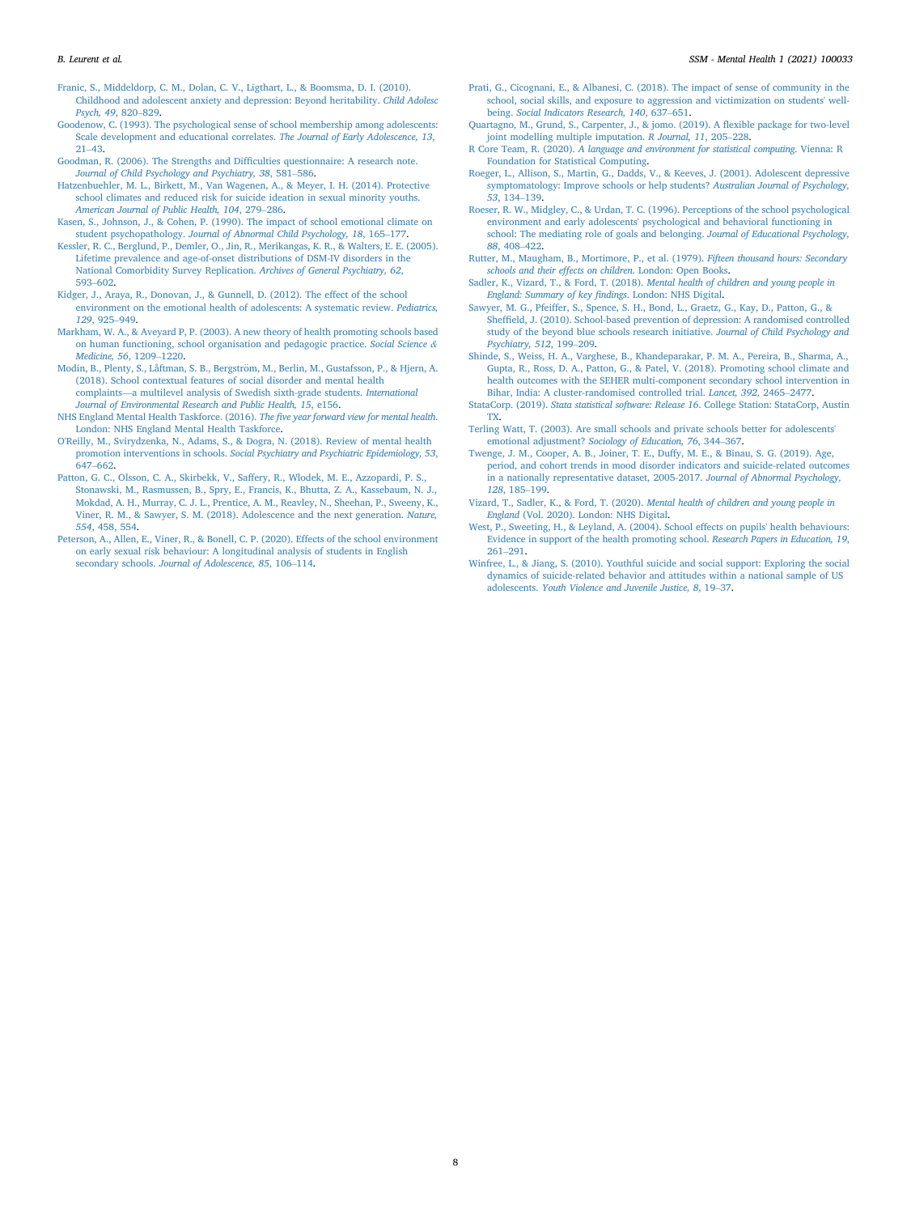Franic, S., Middeldorp, C. M., Dolan, C. V., Ligthart, L., & Boomsma, D. I. (2010). Childhood and adolescent anxiety and depression: Beyond heritability. *Child Adolesc Psych, 49*, 820–829.

Goodenow, C. (1993). The psychological sense of school membership among adolescents: Scale development and educational correlates. *The Journal of Early Adolescence, 13*, 21–43.

Goodman, R. (2006). The Strengths and Difficulties questionnaire: A research note. *Journal of Child Psychology and Psychiatry, 38*, 581–586.

Hatzenbuehler, M. L., Birkett, M., Van Wagenen, A., & Meyer, I. H. (2014). Protective school climates and reduced risk for suicide ideation in sexual minority youths. *American Journal of Public Health, 104*, 279–286.

Kasen, S., Johnson, J., & Cohen, P. (1990). The impact of school emotional climate on student psychopathology. *Journal of Abnormal Child Psychology, 18*, 165–177.

Kessler, R. C., Berglund, P., Demler, O., Jin, R., Merikangas, K. R., & Walters, E. E. (2005). Lifetime prevalence and age-of-onset distributions of DSM-IV disorders in the National Comorbidity Survey Replication. *Archives of General Psychiatry, 62*, 593–602.

Kidger, J., Araya, R., Donovan, J., & Gunnell, D. (2012). The effect of the school environment on the emotional health of adolescents: A systematic review. *Pediatrics, 129*, 925–949.

Markham, W. A., & Aveyard P, P. (2003). A new theory of health promoting schools based on human functioning, school organisation and pedagogic practice. *Social Science & Medicine, 56*, 1209–1220.

Modin, B., Plenty, S., Låftman, S. B., Bergström, M., Berlin, M., Gustafsson, P., & Hjern, A. (2018). School contextual features of social disorder and mental health complaints—a multilevel analysis of Swedish sixth-grade students. *International Journal of Environmental Research and Public Health, 15*, e156.

NHS England Mental Health Taskforce. (2016). *The five year forward view for mental health*. London: NHS England Mental Health Taskforce.

O'Reilly, M., Svirydzenka, N., Adams, S., & Dogra, N. (2018). Review of mental health promotion interventions in schools. *Social Psychiatry and Psychiatric Epidemiology, 53*, 647–662.

Patton, G. C., Olsson, C. A., Skirbekk, V., Saffery, R., Wlodek, M. E., Azzopardi, P. S., Stonawski, M., Rasmussen, B., Spry, E., Francis, K., Bhutta, Z. A., Kassebaum, N. J., Mokdad, A. H., Murray, C. J. L., Prentice, A. M., Reavley, N., Sheehan, P., Sweeny, K., Viner, R. M., & Sawyer, S. M. (2018). Adolescence and the next generation. *Nature, 554*, 458, 554.

Peterson, A., Allen, E., Viner, R., & Bonell, C. P. (2020). Effects of the school environment on early sexual risk behaviour: A longitudinal analysis of students in English secondary schools. *Journal of Adolescence, 85*, 106–114.

Prati, G., Cicognani, E., & Albanesi, C. (2018). The impact of sense of community in the school, social skills, and exposure to aggression and victimization on students' well-being. *Social Indicators Research, 140*, 637–651.

Quartagno, M., Grund, S., Carpenter, J., & jomo. (2019). A flexible package for two-level joint modelling multiple imputation. *R Journal, 11*, 205–228.

R Core Team, R. (2020). *A language and environment for statistical computing*. Vienna: R Foundation for Statistical Computing.

Roeger, L., Allison, S., Martin, G., Dadds, V., & Keeves, J. (2001). Adolescent depressive symptomatology: Improve schools or help students? *Australian Journal of Psychology, 53*, 134–139.

Roeser, R. W., Midgley, C., & Urdan, T. C. (1996). Perceptions of the school psychological environment and early adolescents' psychological and behavioral functioning in school: The mediating role of goals and belonging. *Journal of Educational Psychology, 88*, 408–422.

Rutter, M., Maugham, B., Mortimore, P., et al. (1979). *Fifteen thousand hours: Secondary schools and their effects on children*. London: Open Books.

Sadler, K., Vizard, T., & Ford, T. (2018). *Mental health of children and young people in England: Summary of key findings*. London: NHS Digital.

Sawyer, M. G., Pfeiffer, S., Spence, S. H., Bond, L., Graetz, G., Kay, D., Patton, G., & Sheffield, J. (2010). School-based prevention of depression: A randomised controlled study of the beyond blue schools research initiative. *Journal of Child Psychology and Psychiatry, 512*, 199–209.

Shinde, S., Weiss, H. A., Varghese, B., Khandeparakar, P. M. A., Pereira, B., Sharma, A., Gupta, R., Ross, D. A., Patton, G., & Patel, V. (2018). Promoting school climate and health outcomes with the SEHER multi-component secondary school intervention in Bihar, India: A cluster-randomised controlled trial. *Lancet, 392*, 2465–2477.

StataCorp. (2019). *Stata statistical software: Release 16*. College Station: StataCorp, Austin TX.

Terling Watt, T. (2003). Are small schools and private schools better for adolescents' emotional adjustment? *Sociology of Education, 76*, 344–367.

Twenge, J. M., Cooper, A. B., Joiner, T. E., Duffy, M. E., & Binau, S. G. (2019). Age, period, and cohort trends in mood disorder indicators and suicide-related outcomes in a nationally representative dataset, 2005-2017. *Journal of Abnormal Psychology, 128*, 185–199.

Vizard, T., Sadler, K., & Ford, T. (2020). *Mental health of children and young people in England* (Vol. 2020). London: NHS Digital.

West, P., Sweeting, H., & Leyland, A. (2004). School effects on pupils' health behaviours: Evidence in support of the health promoting school. *Research Papers in Education, 19*, 261–291.

Winfree, L., & Jiang, S. (2010). Youthful suicide and social support: Exploring the social dynamics of suicide-related behavior and attitudes within a national sample of US adolescents. *Youth Violence and Juvenile Justice, 8*, 19–37.